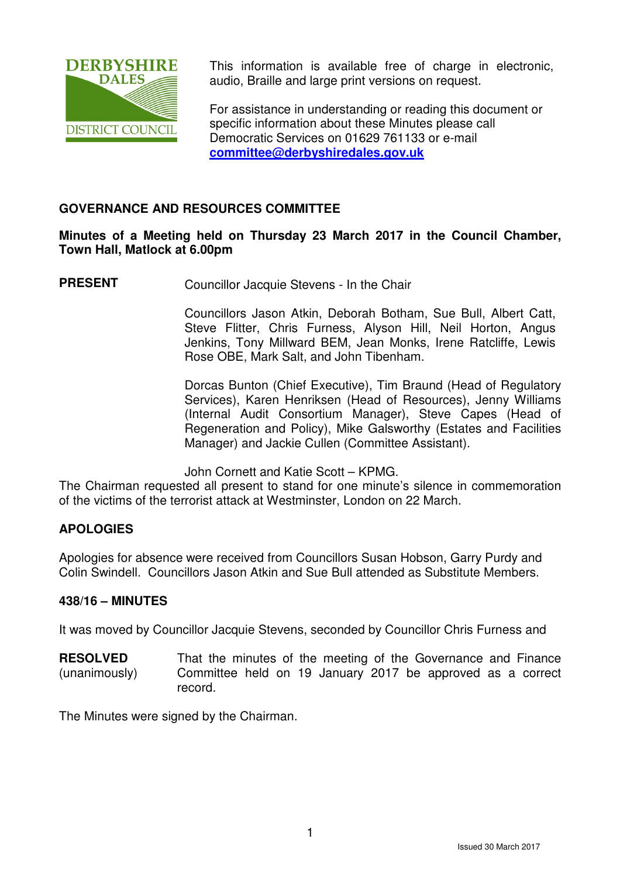This information is available free of charge in electronic, audio, Braille and large print versions on request.

For assistance in understanding or reading this document or specific information about these Minutes please call Democratic Services on 01629 761133 or e-mail **committee@derbyshiredales.gov.uk**

## GOVERNANCE AND RESOURCES COMMITTEE

**Minutes of a Meeting held on Thursday 23 March 2017 in the Council Chamber, Town Hall, Matlock at 6.00pm**

**PRESENT** Councillor Jacquie Stevens - In the Chair

Councillors Jason Atkin, Deborah Botham, Sue Bull, Albert Catt, Steve Flitter, Chris Furness, Alyson Hill, Neil Horton, Angus Jenkins, Tony Millward BEM, Jean Monks, Irene Ratcliffe, Lewis Rose OBE, Mark Salt, and John Tibenham.

Dorcas Bunton (Chief Executive), Tim Braund (Head of Regulatory Services), Karen Henriksen (Head of Resources), Jenny Williams (Internal Audit Consortium Manager), Steve Capes (Head of Regeneration and Policy), Mike Galsworthy (Estates and Facilities Manager) and Jackie Cullen (Committee Assistant).

John Cornett and Katie Scott – KPMG.

The Chairman requested all present to stand for one minute's silence in commemoration of the victims of the terrorist attack at Westminster, London on 22 March.

### APOLOGIES

Apologies for absence were received from Councillors Susan Hobson, Garry Purdy and Colin Swindell. Councillors Jason Atkin and Sue Bull attended as Substitute Members.

### 438/16 – MINUTES

It was moved by Councillor Jacquie Stevens, seconded by Councillor Chris Furness and

**RESOLVED** (unanimously) That the minutes of the meeting of the Governance and Finance Committee held on 19 January 2017 be approved as a correct record.

The Minutes were signed by the Chairman.

Issued 30 March 2017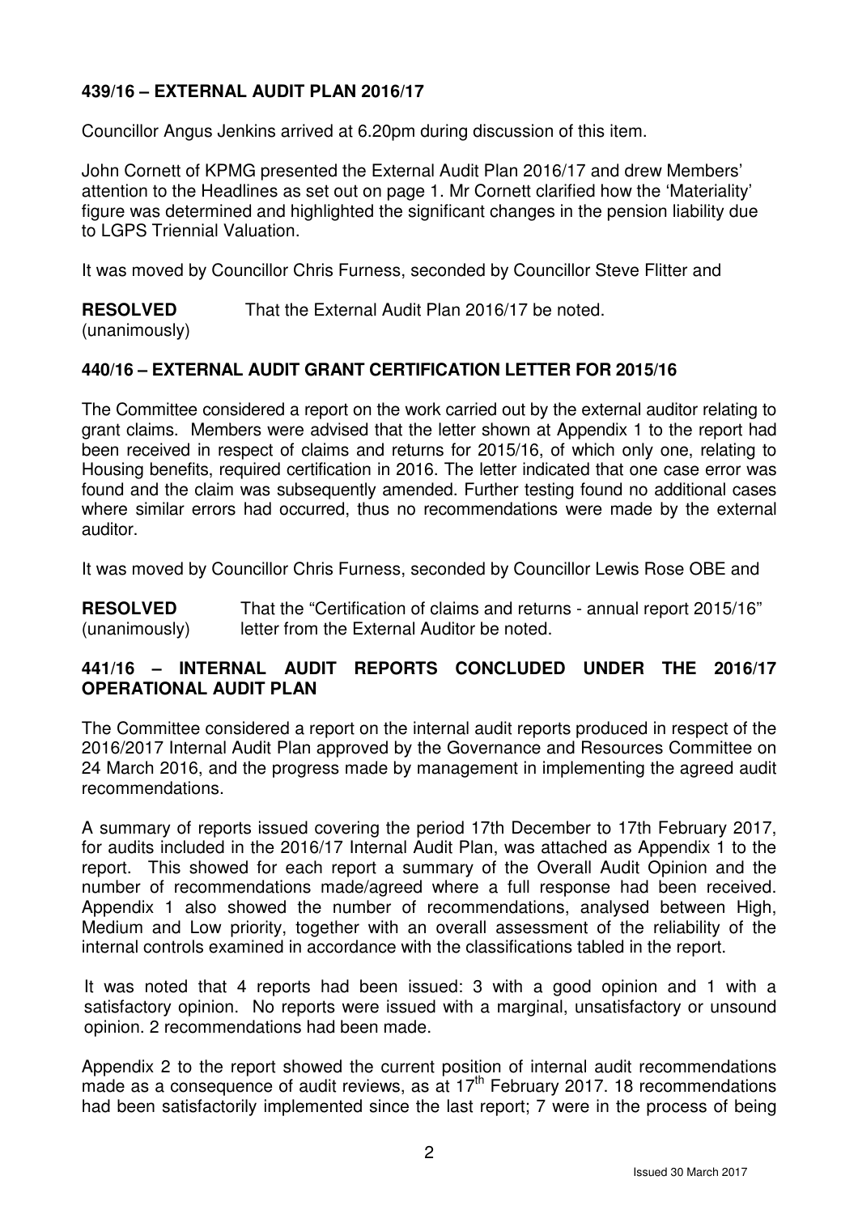**439/16 – EXTERNAL AUDIT PLAN 2016/17**

Councillor Angus Jenkins arrived at 6.20pm during discussion of this item.

John Cornett of KPMG presented the External Audit Plan 2016/17 and drew Members' attention to the Headlines as set out on page 1. Mr Cornett clarified how the 'Materiality' figure was determined and highlighted the significant changes in the pension liability due to LGPS Triennial Valuation.

It was moved by Councillor Chris Furness, seconded by Councillor Steve Flitter and

**RESOLVED** (unanimously) That the External Audit Plan 2016/17 be noted.

**440/16 – EXTERNAL AUDIT GRANT CERTIFICATION LETTER FOR 2015/16**

The Committee considered a report on the work carried out by the external auditor relating to grant claims. Members were advised that the letter shown at Appendix 1 to the report had been received in respect of claims and returns for 2015/16, of which only one, relating to Housing benefits, required certification in 2016. The letter indicated that one case error was found and the claim was subsequently amended. Further testing found no additional cases where similar errors had occurred, thus no recommendations were made by the external auditor.

It was moved by Councillor Chris Furness, seconded by Councillor Lewis Rose OBE and

**RESOLVED** (unanimously) That the "Certification of claims and returns - annual report 2015/16" letter from the External Auditor be noted.

**441/16 – INTERNAL AUDIT REPORTS CONCLUDED UNDER THE 2016/17 OPERATIONAL AUDIT PLAN**

The Committee considered a report on the internal audit reports produced in respect of the 2016/2017 Internal Audit Plan approved by the Governance and Resources Committee on 24 March 2016, and the progress made by management in implementing the agreed audit recommendations.

A summary of reports issued covering the period 17th December to 17th February 2017, for audits included in the 2016/17 Internal Audit Plan, was attached as Appendix 1 to the report. This showed for each report a summary of the Overall Audit Opinion and the number of recommendations made/agreed where a full response had been received. Appendix 1 also showed the number of recommendations, analysed between High, Medium and Low priority, together with an overall assessment of the reliability of the internal controls examined in accordance with the classifications tabled in the report.

It was noted that 4 reports had been issued: 3 with a good opinion and 1 with a satisfactory opinion. No reports were issued with a marginal, unsatisfactory or unsound opinion. 2 recommendations had been made.

Appendix 2 to the report showed the current position of internal audit recommendations made as a consequence of audit reviews, as at 17th February 2017. 18 recommendations had been satisfactorily implemented since the last report; 7 were in the process of being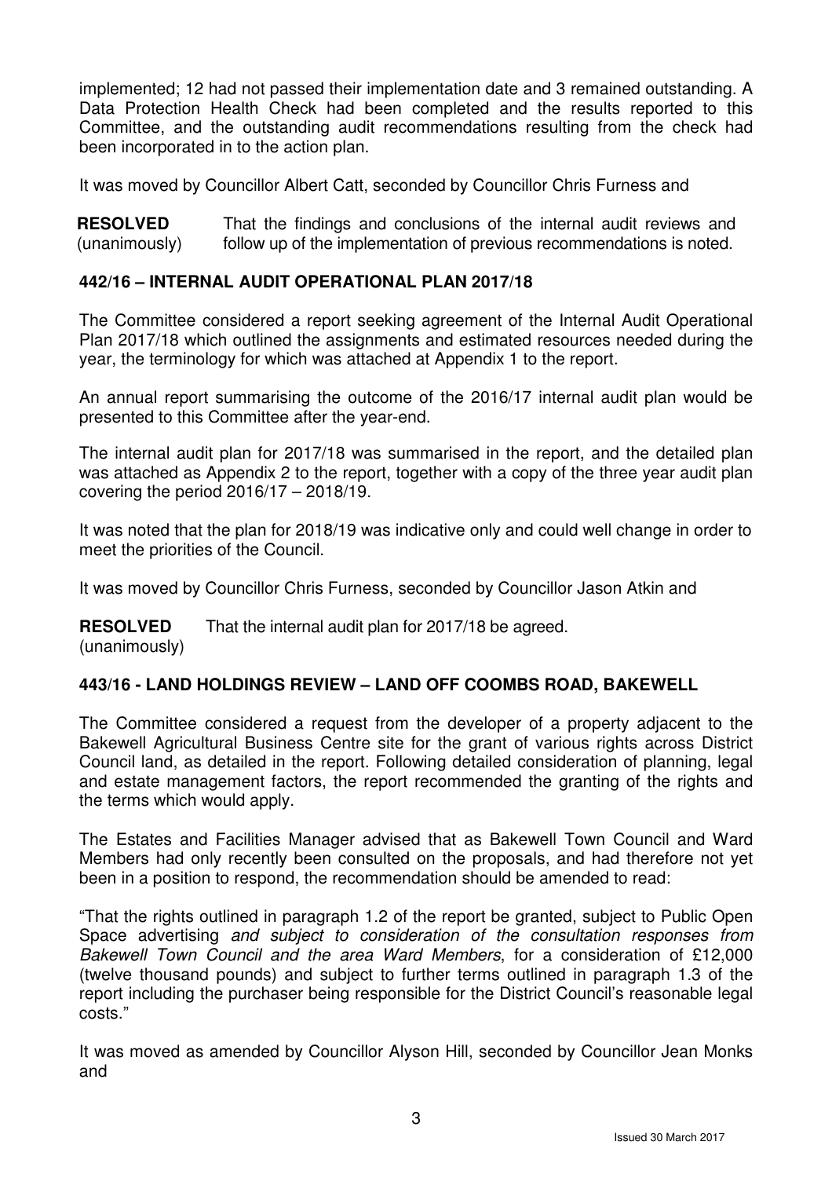implemented; 12 had not passed their implementation date and 3 remained outstanding. A Data Protection Health Check had been completed and the results reported to this Committee, and the outstanding audit recommendations resulting from the check had been incorporated in to the action plan.

It was moved by Councillor Albert Catt, seconded by Councillor Chris Furness and

**RESOLVED** (unanimously) That the findings and conclusions of the internal audit reviews and follow up of the implementation of previous recommendations is noted.

### 442/16 – INTERNAL AUDIT OPERATIONAL PLAN 2017/18

The Committee considered a report seeking agreement of the Internal Audit Operational Plan 2017/18 which outlined the assignments and estimated resources needed during the year, the terminology for which was attached at Appendix 1 to the report.

An annual report summarising the outcome of the 2016/17 internal audit plan would be presented to this Committee after the year-end.

The internal audit plan for 2017/18 was summarised in the report, and the detailed plan was attached as Appendix 2 to the report, together with a copy of the three year audit plan covering the period 2016/17 – 2018/19.

It was noted that the plan for 2018/19 was indicative only and could well change in order to meet the priorities of the Council.

It was moved by Councillor Chris Furness, seconded by Councillor Jason Atkin and

**RESOLVED** (unanimously) That the internal audit plan for 2017/18 be agreed.

### 443/16 - LAND HOLDINGS REVIEW – LAND OFF COOMBS ROAD, BAKEWELL

The Committee considered a request from the developer of a property adjacent to the Bakewell Agricultural Business Centre site for the grant of various rights across District Council land, as detailed in the report. Following detailed consideration of planning, legal and estate management factors, the report recommended the granting of the rights and the terms which would apply.

The Estates and Facilities Manager advised that as Bakewell Town Council and Ward Members had only recently been consulted on the proposals, and had therefore not yet been in a position to respond, the recommendation should be amended to read:

"That the rights outlined in paragraph 1.2 of the report be granted, subject to Public Open Space advertising *and subject to consideration of the consultation responses from Bakewell Town Council and the area Ward Members*, for a consideration of £12,000 (twelve thousand pounds) and subject to further terms outlined in paragraph 1.3 of the report including the purchaser being responsible for the District Council's reasonable legal costs."

It was moved as amended by Councillor Alyson Hill, seconded by Councillor Jean Monks and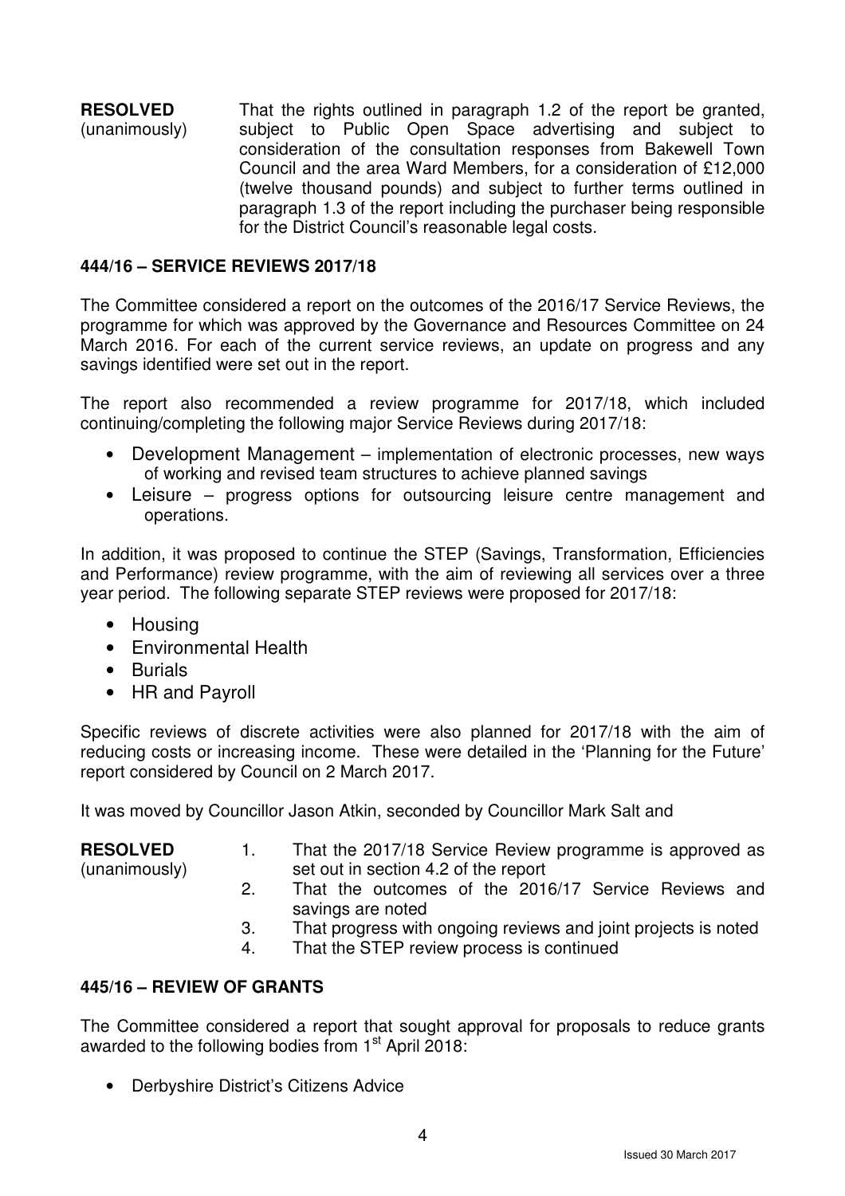**RESOLVED** (unanimously) That the rights outlined in paragraph 1.2 of the report be granted, subject to Public Open Space advertising and subject to consideration of the consultation responses from Bakewell Town Council and the area Ward Members, for a consideration of £12,000 (twelve thousand pounds) and subject to further terms outlined in paragraph 1.3 of the report including the purchaser being responsible for the District Council's reasonable legal costs.

**444/16 – SERVICE REVIEWS 2017/18**

The Committee considered a report on the outcomes of the 2016/17 Service Reviews, the programme for which was approved by the Governance and Resources Committee on 24 March 2016. For each of the current service reviews, an update on progress and any savings identified were set out in the report.

The report also recommended a review programme for 2017/18, which included continuing/completing the following major Service Reviews during 2017/18:

- Development Management – implementation of electronic processes, new ways of working and revised team structures to achieve planned savings
- Leisure – progress options for outsourcing leisure centre management and operations.

In addition, it was proposed to continue the STEP (Savings, Transformation, Efficiencies and Performance) review programme, with the aim of reviewing all services over a three year period. The following separate STEP reviews were proposed for 2017/18:

- Housing
- Environmental Health
- Burials
- HR and Payroll

Specific reviews of discrete activities were also planned for 2017/18 with the aim of reducing costs or increasing income. These were detailed in the 'Planning for the Future' report considered by Council on 2 March 2017.

It was moved by Councillor Jason Atkin, seconded by Councillor Mark Salt and

**RESOLVED** (unanimously)

1. That the 2017/18 Service Review programme is approved as set out in section 4.2 of the report
2. That the outcomes of the 2016/17 Service Reviews and savings are noted
3. That progress with ongoing reviews and joint projects is noted
4. That the STEP review process is continued

**445/16 – REVIEW OF GRANTS**

The Committee considered a report that sought approval for proposals to reduce grants awarded to the following bodies from 1st April 2018:

- Derbyshire District's Citizens Advice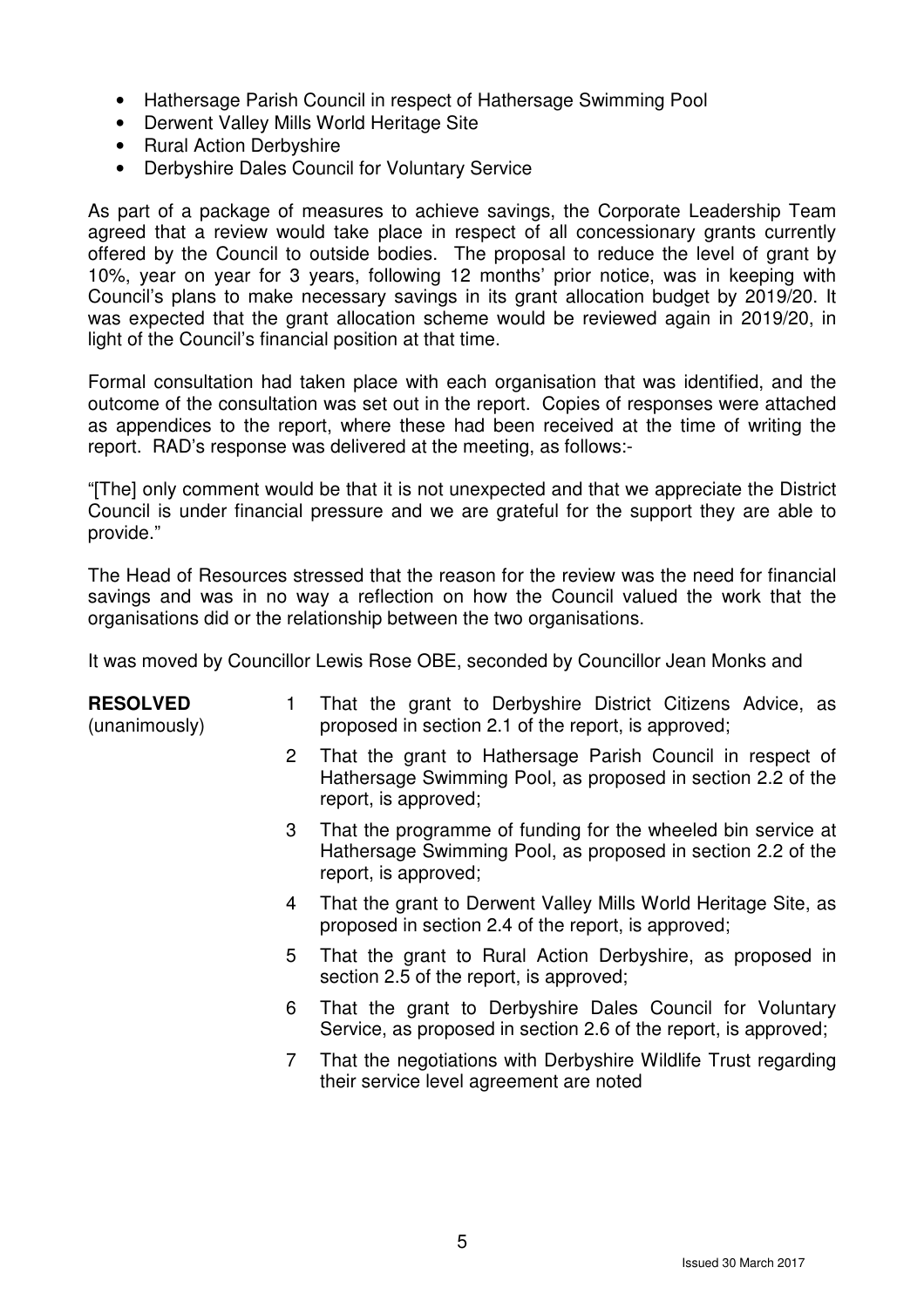- Hathersage Parish Council in respect of Hathersage Swimming Pool
- Derwent Valley Mills World Heritage Site
- Rural Action Derbyshire
- Derbyshire Dales Council for Voluntary Service

As part of a package of measures to achieve savings, the Corporate Leadership Team agreed that a review would take place in respect of all concessionary grants currently offered by the Council to outside bodies. The proposal to reduce the level of grant by 10%, year on year for 3 years, following 12 months' prior notice, was in keeping with Council's plans to make necessary savings in its grant allocation budget by 2019/20. It was expected that the grant allocation scheme would be reviewed again in 2019/20, in light of the Council's financial position at that time.

Formal consultation had taken place with each organisation that was identified, and the outcome of the consultation was set out in the report. Copies of responses were attached as appendices to the report, where these had been received at the time of writing the report. RAD's response was delivered at the meeting, as follows:-

"[The] only comment would be that it is not unexpected and that we appreciate the District Council is under financial pressure and we are grateful for the support they are able to provide."

The Head of Resources stressed that the reason for the review was the need for financial savings and was in no way a reflection on how the Council valued the work that the organisations did or the relationship between the two organisations.

It was moved by Councillor Lewis Rose OBE, seconded by Councillor Jean Monks and

**RESOLVED** (unanimously)

1. That the grant to Derbyshire District Citizens Advice, as proposed in section 2.1 of the report, is approved;
2. That the grant to Hathersage Parish Council in respect of Hathersage Swimming Pool, as proposed in section 2.2 of the report, is approved;
3. That the programme of funding for the wheeled bin service at Hathersage Swimming Pool, as proposed in section 2.2 of the report, is approved;
4. That the grant to Derwent Valley Mills World Heritage Site, as proposed in section 2.4 of the report, is approved;
5. That the grant to Rural Action Derbyshire, as proposed in section 2.5 of the report, is approved;
6. That the grant to Derbyshire Dales Council for Voluntary Service, as proposed in section 2.6 of the report, is approved;
7. That the negotiations with Derbyshire Wildlife Trust regarding their service level agreement are noted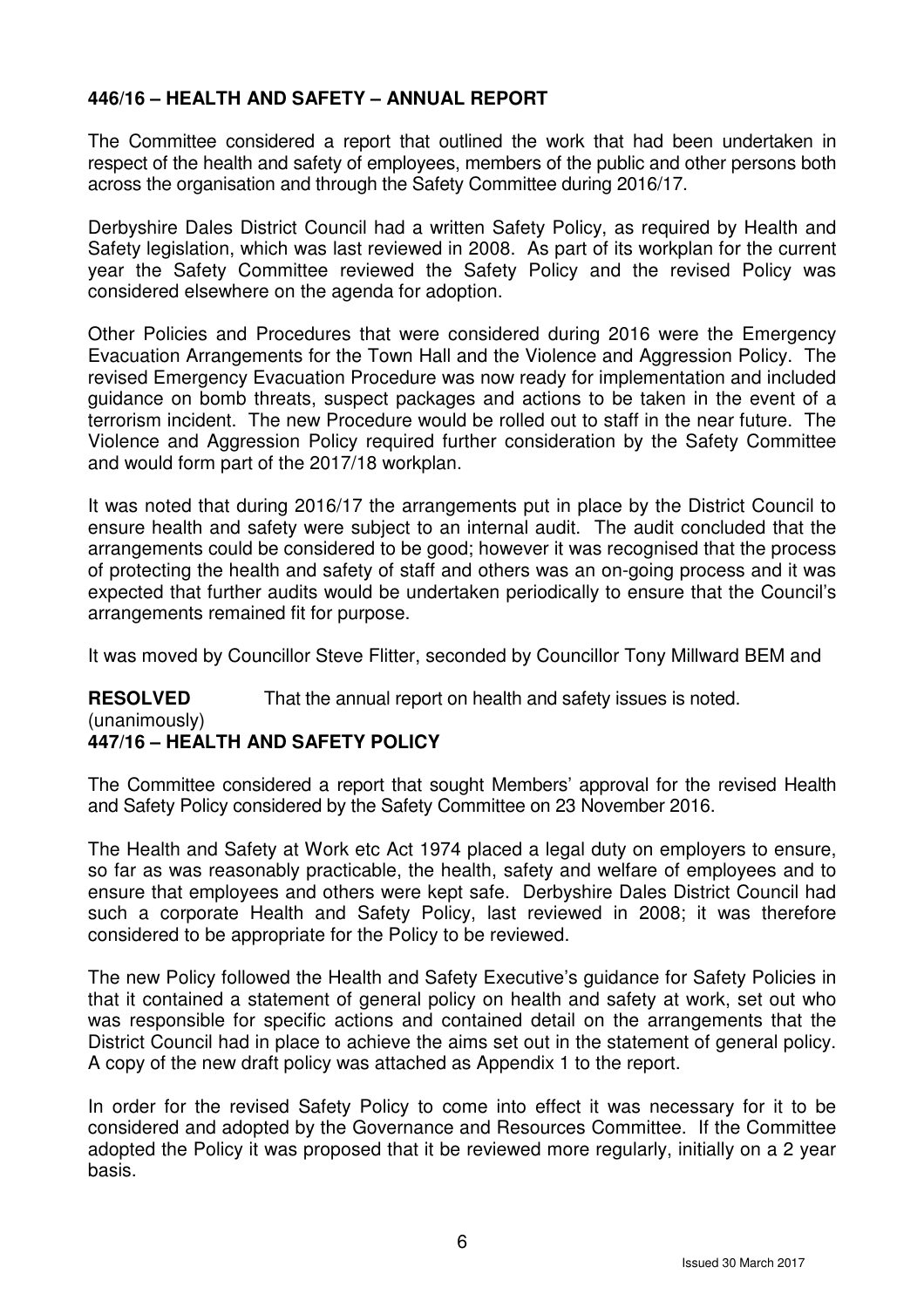### 446/16 – HEALTH AND SAFETY – ANNUAL REPORT

The Committee considered a report that outlined the work that had been undertaken in respect of the health and safety of employees, members of the public and other persons both across the organisation and through the Safety Committee during 2016/17.

Derbyshire Dales District Council had a written Safety Policy, as required by Health and Safety legislation, which was last reviewed in 2008. As part of its workplan for the current year the Safety Committee reviewed the Safety Policy and the revised Policy was considered elsewhere on the agenda for adoption.

Other Policies and Procedures that were considered during 2016 were the Emergency Evacuation Arrangements for the Town Hall and the Violence and Aggression Policy. The revised Emergency Evacuation Procedure was now ready for implementation and included guidance on bomb threats, suspect packages and actions to be taken in the event of a terrorism incident. The new Procedure would be rolled out to staff in the near future. The Violence and Aggression Policy required further consideration by the Safety Committee and would form part of the 2017/18 workplan.

It was noted that during 2016/17 the arrangements put in place by the District Council to ensure health and safety were subject to an internal audit. The audit concluded that the arrangements could be considered to be good; however it was recognised that the process of protecting the health and safety of staff and others was an on-going process and it was expected that further audits would be undertaken periodically to ensure that the Council's arrangements remained fit for purpose.

It was moved by Councillor Steve Flitter, seconded by Councillor Tony Millward BEM and

**RESOLVED** (unanimously) That the annual report on health and safety issues is noted.

### 447/16 – HEALTH AND SAFETY POLICY

The Committee considered a report that sought Members' approval for the revised Health and Safety Policy considered by the Safety Committee on 23 November 2016.

The Health and Safety at Work etc Act 1974 placed a legal duty on employers to ensure, so far as was reasonably practicable, the health, safety and welfare of employees and to ensure that employees and others were kept safe. Derbyshire Dales District Council had such a corporate Health and Safety Policy, last reviewed in 2008; it was therefore considered to be appropriate for the Policy to be reviewed.

The new Policy followed the Health and Safety Executive's guidance for Safety Policies in that it contained a statement of general policy on health and safety at work, set out who was responsible for specific actions and contained detail on the arrangements that the District Council had in place to achieve the aims set out in the statement of general policy. A copy of the new draft policy was attached as Appendix 1 to the report.

In order for the revised Safety Policy to come into effect it was necessary for it to be considered and adopted by the Governance and Resources Committee. If the Committee adopted the Policy it was proposed that it be reviewed more regularly, initially on a 2 year basis.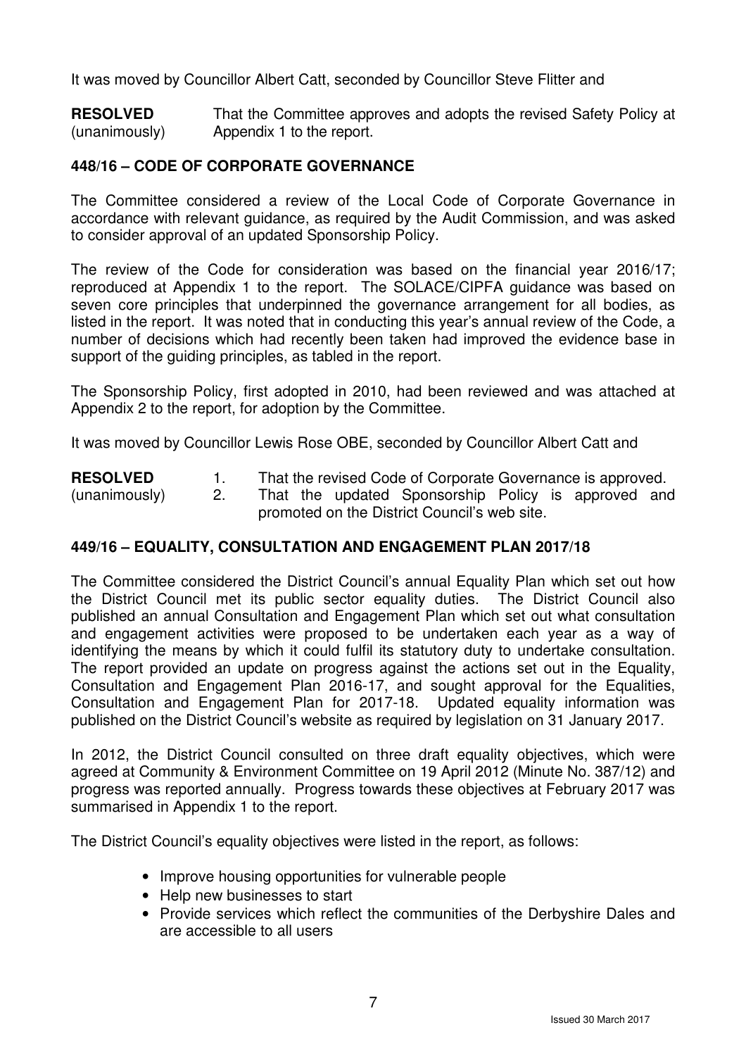It was moved by Councillor Albert Catt, seconded by Councillor Steve Flitter and

**RESOLVED** (unanimously) That the Committee approves and adopts the revised Safety Policy at Appendix 1 to the report.

## 448/16 – CODE OF CORPORATE GOVERNANCE

The Committee considered a review of the Local Code of Corporate Governance in accordance with relevant guidance, as required by the Audit Commission, and was asked to consider approval of an updated Sponsorship Policy.

The review of the Code for consideration was based on the financial year 2016/17; reproduced at Appendix 1 to the report. The SOLACE/CIPFA guidance was based on seven core principles that underpinned the governance arrangement for all bodies, as listed in the report. It was noted that in conducting this year's annual review of the Code, a number of decisions which had recently been taken had improved the evidence base in support of the guiding principles, as tabled in the report.

The Sponsorship Policy, first adopted in 2010, had been reviewed and was attached at Appendix 2 to the report, for adoption by the Committee.

It was moved by Councillor Lewis Rose OBE, seconded by Councillor Albert Catt and

**RESOLVED** (unanimously)

1. That the revised Code of Corporate Governance is approved.
2. That the updated Sponsorship Policy is approved and promoted on the District Council's web site.

## 449/16 – EQUALITY, CONSULTATION AND ENGAGEMENT PLAN 2017/18

The Committee considered the District Council's annual Equality Plan which set out how the District Council met its public sector equality duties. The District Council also published an annual Consultation and Engagement Plan which set out what consultation and engagement activities were proposed to be undertaken each year as a way of identifying the means by which it could fulfil its statutory duty to undertake consultation. The report provided an update on progress against the actions set out in the Equality, Consultation and Engagement Plan 2016-17, and sought approval for the Equalities, Consultation and Engagement Plan for 2017-18. Updated equality information was published on the District Council's website as required by legislation on 31 January 2017.

In 2012, the District Council consulted on three draft equality objectives, which were agreed at Community & Environment Committee on 19 April 2012 (Minute No. 387/12) and progress was reported annually. Progress towards these objectives at February 2017 was summarised in Appendix 1 to the report.

The District Council's equality objectives were listed in the report, as follows:

- Improve housing opportunities for vulnerable people
- Help new businesses to start
- Provide services which reflect the communities of the Derbyshire Dales and are accessible to all users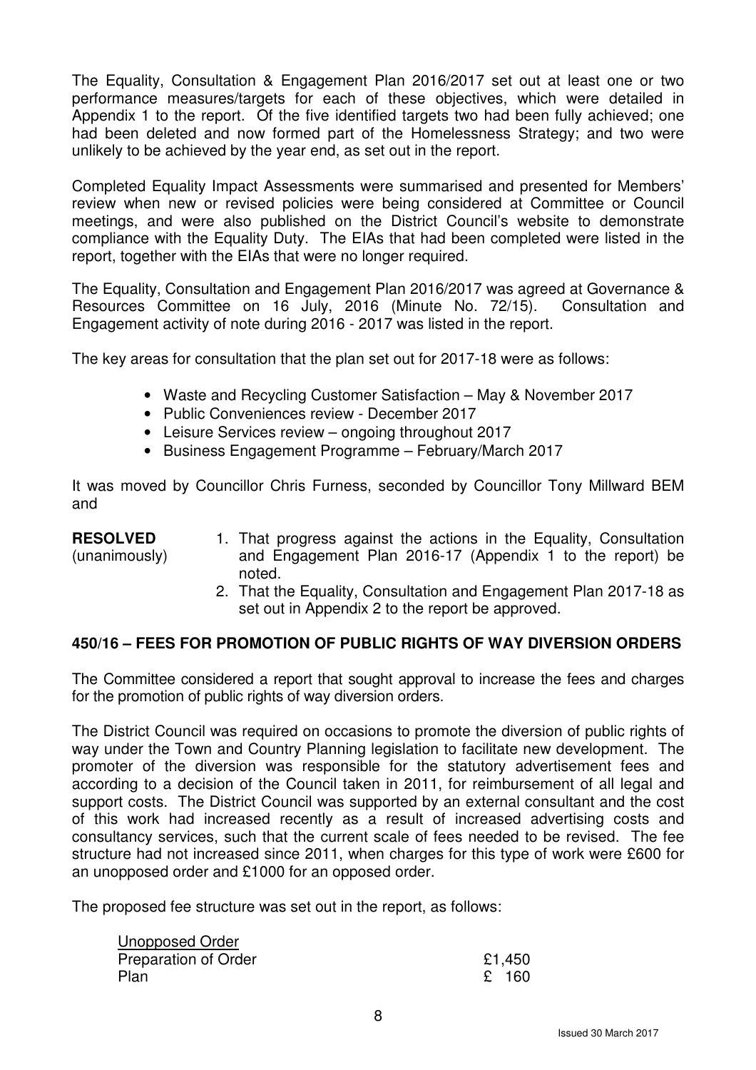The Equality, Consultation & Engagement Plan 2016/2017 set out at least one or two performance measures/targets for each of these objectives, which were detailed in Appendix 1 to the report. Of the five identified targets two had been fully achieved; one had been deleted and now formed part of the Homelessness Strategy; and two were unlikely to be achieved by the year end, as set out in the report.

Completed Equality Impact Assessments were summarised and presented for Members' review when new or revised policies were being considered at Committee or Council meetings, and were also published on the District Council's website to demonstrate compliance with the Equality Duty. The EIAs that had been completed were listed in the report, together with the EIAs that were no longer required.

The Equality, Consultation and Engagement Plan 2016/2017 was agreed at Governance & Resources Committee on 16 July, 2016 (Minute No. 72/15). Consultation and Engagement activity of note during 2016 - 2017 was listed in the report.

The key areas for consultation that the plan set out for 2017-18 were as follows:

- Waste and Recycling Customer Satisfaction – May & November 2017
- Public Conveniences review - December 2017
- Leisure Services review – ongoing throughout 2017
- Business Engagement Programme – February/March 2017

It was moved by Councillor Chris Furness, seconded by Councillor Tony Millward BEM and

**RESOLVED** (unanimously)

1. That progress against the actions in the Equality, Consultation and Engagement Plan 2016-17 (Appendix 1 to the report) be noted.
2. That the Equality, Consultation and Engagement Plan 2017-18 as set out in Appendix 2 to the report be approved.

**450/16 – FEES FOR PROMOTION OF PUBLIC RIGHTS OF WAY DIVERSION ORDERS**

The Committee considered a report that sought approval to increase the fees and charges for the promotion of public rights of way diversion orders.

The District Council was required on occasions to promote the diversion of public rights of way under the Town and Country Planning legislation to facilitate new development. The promoter of the diversion was responsible for the statutory advertisement fees and according to a decision of the Council taken in 2011, for reimbursement of all legal and support costs. The District Council was supported by an external consultant and the cost of this work had increased recently as a result of increased advertising costs and consultancy services, such that the current scale of fees needed to be revised. The fee structure had not increased since 2011, when charges for this type of work were £600 for an unopposed order and £1000 for an opposed order.

The proposed fee structure was set out in the report, as follows:

| Unopposed Order | |
|---|---|
| Preparation of Order | £1,450 |
| Plan | £ 160 |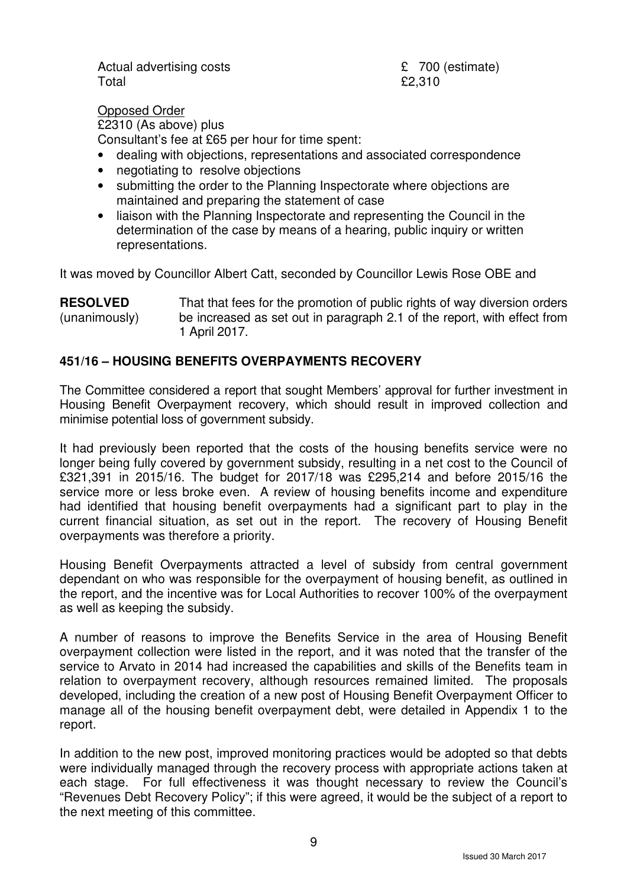| | |
|---|---|
| Actual advertising costs | £ 700 (estimate) |
| Total | £2,310 |

Opposed Order

£2310 (As above) plus

Consultant's fee at £65 per hour for time spent:

- dealing with objections, representations and associated correspondence
- negotiating to resolve objections
- submitting the order to the Planning Inspectorate where objections are maintained and preparing the statement of case
- liaison with the Planning Inspectorate and representing the Council in the determination of the case by means of a hearing, public inquiry or written representations.

It was moved by Councillor Albert Catt, seconded by Councillor Lewis Rose OBE and

**RESOLVED** (unanimously) That that fees for the promotion of public rights of way diversion orders be increased as set out in paragraph 2.1 of the report, with effect from 1 April 2017.

## 451/16 – HOUSING BENEFITS OVERPAYMENTS RECOVERY

The Committee considered a report that sought Members' approval for further investment in Housing Benefit Overpayment recovery, which should result in improved collection and minimise potential loss of government subsidy.

It had previously been reported that the costs of the housing benefits service were no longer being fully covered by government subsidy, resulting in a net cost to the Council of £321,391 in 2015/16. The budget for 2017/18 was £295,214 and before 2015/16 the service more or less broke even. A review of housing benefits income and expenditure had identified that housing benefit overpayments had a significant part to play in the current financial situation, as set out in the report. The recovery of Housing Benefit overpayments was therefore a priority.

Housing Benefit Overpayments attracted a level of subsidy from central government dependant on who was responsible for the overpayment of housing benefit, as outlined in the report, and the incentive was for Local Authorities to recover 100% of the overpayment as well as keeping the subsidy.

A number of reasons to improve the Benefits Service in the area of Housing Benefit overpayment collection were listed in the report, and it was noted that the transfer of the service to Arvato in 2014 had increased the capabilities and skills of the Benefits team in relation to overpayment recovery, although resources remained limited. The proposals developed, including the creation of a new post of Housing Benefit Overpayment Officer to manage all of the housing benefit overpayment debt, were detailed in Appendix 1 to the report.

In addition to the new post, improved monitoring practices would be adopted so that debts were individually managed through the recovery process with appropriate actions taken at each stage. For full effectiveness it was thought necessary to review the Council's "Revenues Debt Recovery Policy"; if this were agreed, it would be the subject of a report to the next meeting of this committee.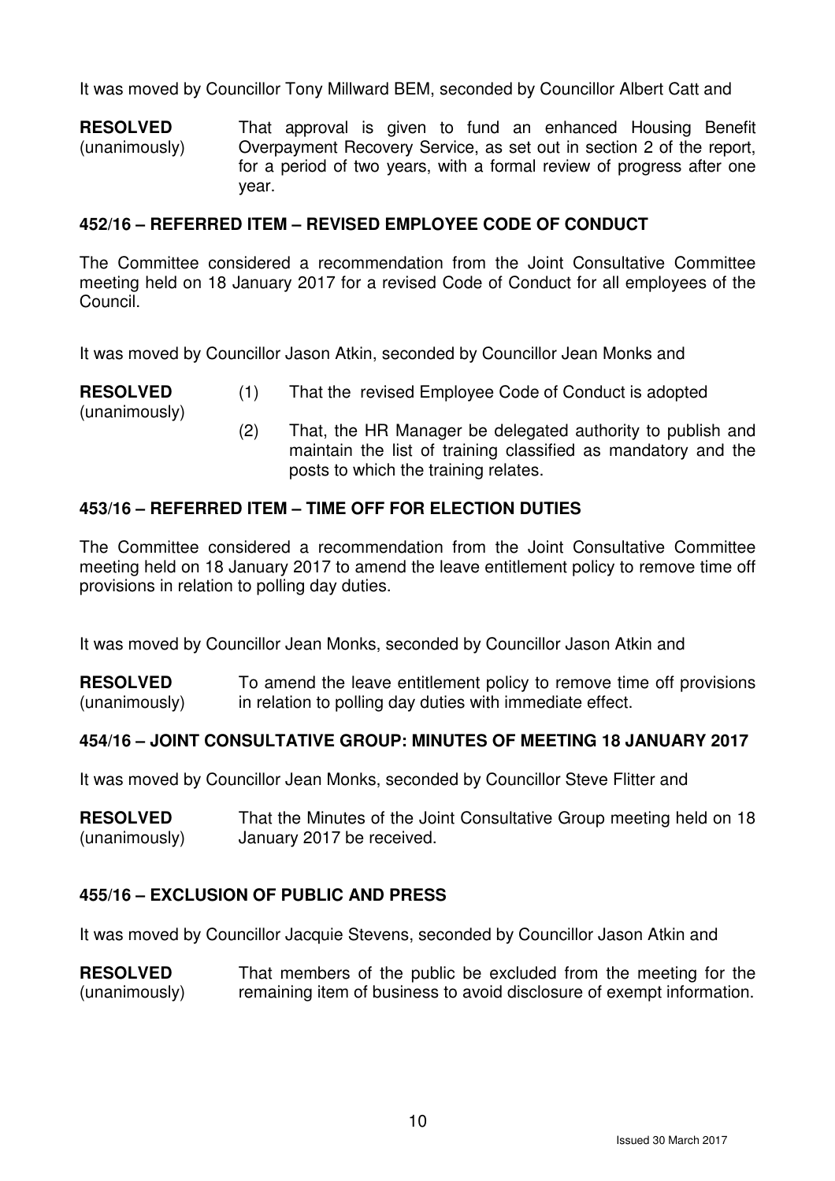It was moved by Councillor Tony Millward BEM, seconded by Councillor Albert Catt and

**RESOLVED** (unanimously) That approval is given to fund an enhanced Housing Benefit Overpayment Recovery Service, as set out in section 2 of the report, for a period of two years, with a formal review of progress after one year.

### 452/16 – REFERRED ITEM – REVISED EMPLOYEE CODE OF CONDUCT

The Committee considered a recommendation from the Joint Consultative Committee meeting held on 18 January 2017 for a revised Code of Conduct for all employees of the Council.

It was moved by Councillor Jason Atkin, seconded by Councillor Jean Monks and

**RESOLVED** (unanimously)

(1) That the revised Employee Code of Conduct is adopted

(2) That, the HR Manager be delegated authority to publish and maintain the list of training classified as mandatory and the posts to which the training relates.

### 453/16 – REFERRED ITEM – TIME OFF FOR ELECTION DUTIES

The Committee considered a recommendation from the Joint Consultative Committee meeting held on 18 January 2017 to amend the leave entitlement policy to remove time off provisions in relation to polling day duties.

It was moved by Councillor Jean Monks, seconded by Councillor Jason Atkin and

**RESOLVED** (unanimously) To amend the leave entitlement policy to remove time off provisions in relation to polling day duties with immediate effect.

### 454/16 – JOINT CONSULTATIVE GROUP: MINUTES OF MEETING 18 JANUARY 2017

It was moved by Councillor Jean Monks, seconded by Councillor Steve Flitter and

**RESOLVED** (unanimously) That the Minutes of the Joint Consultative Group meeting held on 18 January 2017 be received.

### 455/16 – EXCLUSION OF PUBLIC AND PRESS

It was moved by Councillor Jacquie Stevens, seconded by Councillor Jason Atkin and

**RESOLVED** (unanimously) That members of the public be excluded from the meeting for the remaining item of business to avoid disclosure of exempt information.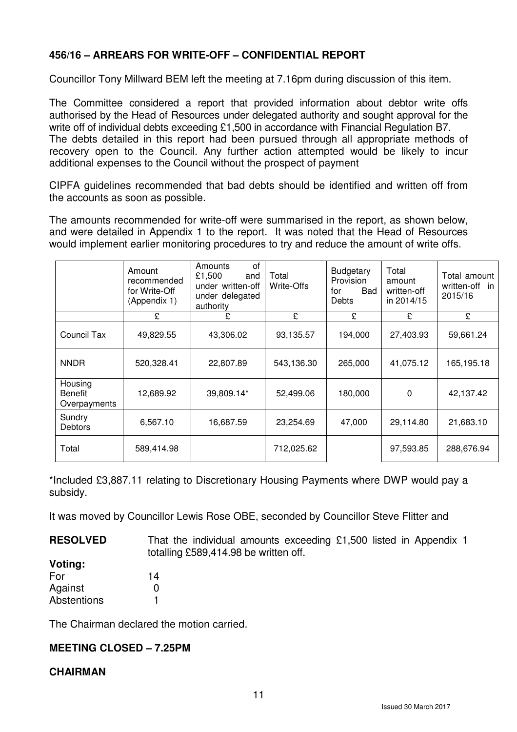**456/16 – ARREARS FOR WRITE-OFF – CONFIDENTIAL REPORT**

Councillor Tony Millward BEM left the meeting at 7.16pm during discussion of this item.

The Committee considered a report that provided information about debtor write offs authorised by the Head of Resources under delegated authority and sought approval for the write off of individual debts exceeding £1,500 in accordance with Financial Regulation B7. The debts detailed in this report had been pursued through all appropriate methods of recovery open to the Council. Any further action attempted would be likely to incur additional expenses to the Council without the prospect of payment

CIPFA guidelines recommended that bad debts should be identified and written off from the accounts as soon as possible.

The amounts recommended for write-off were summarised in the report, as shown below, and were detailed in Appendix 1 to the report. It was noted that the Head of Resources would implement earlier monitoring procedures to try and reduce the amount of write offs.

| | Amount recommended for Write-Off (Appendix 1) | Amounts of £1,500 and under written-off under delegated authority | Total Write-Offs | Budgetary Provision for Bad Debts | Total amount written-off in 2014/15 | Total amount written-off in 2015/16 |
|---|---|---|---|---|---|---|
| | £ | £ | £ | £ | £ | £ |
| Council Tax | 49,829.55 | 43,306.02 | 93,135.57 | 194,000 | 27,403.93 | 59,661.24 |
| NNDR | 520,328.41 | 22,807.89 | 543,136.30 | 265,000 | 41,075.12 | 165,195.18 |
| Housing Benefit Overpayments | 12,689.92 | 39,809.14* | 52,499.06 | 180,000 | 0 | 42,137.42 |
| Sundry Debtors | 6,567.10 | 16,687.59 | 23,254.69 | 47,000 | 29,114.80 | 21,683.10 |
| Total | 589,414.98 | | 712,025.62 | | 97,593.85 | 288,676.94 |

*Included £3,887.11 relating to Discretionary Housing Payments where DWP would pay a subsidy.

It was moved by Councillor Lewis Rose OBE, seconded by Councillor Steve Flitter and

**RESOLVED** That the individual amounts exceeding £1,500 listed in Appendix 1 totalling £589,414.98 be written off.

**Voting:**
For 14
Against 0
Abstentions 1

The Chairman declared the motion carried.

**MEETING CLOSED – 7.25PM**

**CHAIRMAN**

Issued 30 March 2017